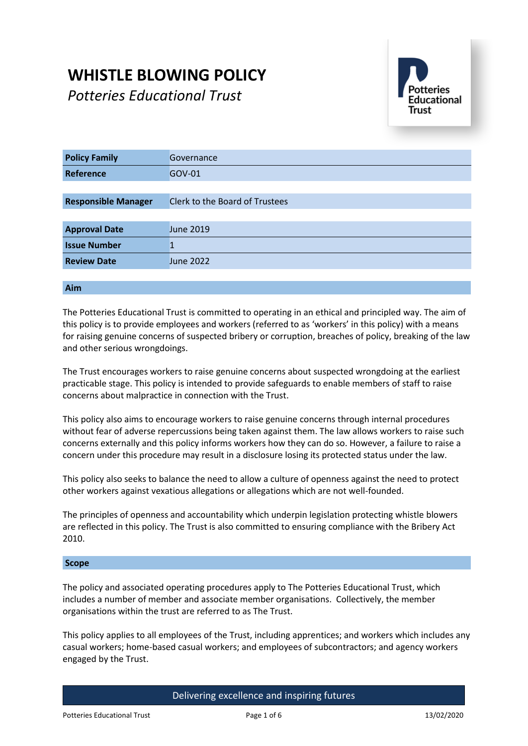# WHISTLE BLOWING POLICY

*Potteries Educational Trust*

| Policy Family | Governance |
|---|---|
| Reference | GOV-01 |
| Responsible Manager | Clerk to the Board of Trustees |
| Approval Date | June 2019 |
| Issue Number | 1 |
| Review Date | June 2022 |

## Aim

The Potteries Educational Trust is committed to operating in an ethical and principled way. The aim of this policy is to provide employees and workers (referred to as 'workers' in this policy) with a means for raising genuine concerns of suspected bribery or corruption, breaches of policy, breaking of the law and other serious wrongdoings.

The Trust encourages workers to raise genuine concerns about suspected wrongdoing at the earliest practicable stage. This policy is intended to provide safeguards to enable members of staff to raise concerns about malpractice in connection with the Trust.

This policy also aims to encourage workers to raise genuine concerns through internal procedures without fear of adverse repercussions being taken against them. The law allows workers to raise such concerns externally and this policy informs workers how they can do so. However, a failure to raise a concern under this procedure may result in a disclosure losing its protected status under the law.

This policy also seeks to balance the need to allow a culture of openness against the need to protect other workers against vexatious allegations or allegations which are not well-founded.

The principles of openness and accountability which underpin legislation protecting whistle blowers are reflected in this policy. The Trust is also committed to ensuring compliance with the Bribery Act 2010.

## Scope

The policy and associated operating procedures apply to The Potteries Educational Trust, which includes a number of member and associate member organisations. Collectively, the member organisations within the trust are referred to as The Trust.

This policy applies to all employees of the Trust, including apprentices; and workers which includes any casual workers; home-based casual workers; and employees of subcontractors; and agency workers engaged by the Trust.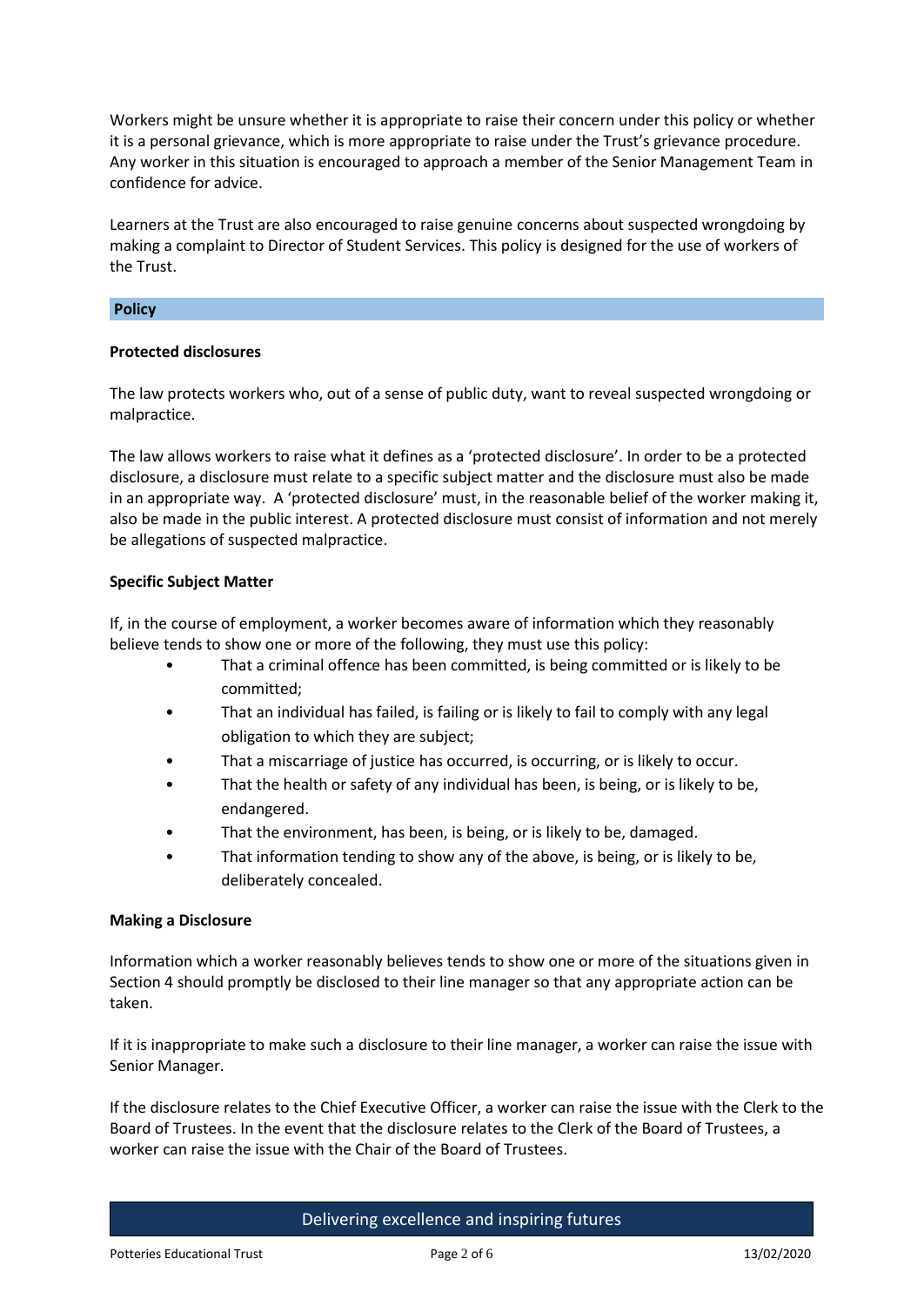Workers might be unsure whether it is appropriate to raise their concern under this policy or whether it is a personal grievance, which is more appropriate to raise under the Trust's grievance procedure. Any worker in this situation is encouraged to approach a member of the Senior Management Team in confidence for advice.

Learners at the Trust are also encouraged to raise genuine concerns about suspected wrongdoing by making a complaint to Director of Student Services. This policy is designed for the use of workers of the Trust.

## Policy

**Protected disclosures**

The law protects workers who, out of a sense of public duty, want to reveal suspected wrongdoing or malpractice.

The law allows workers to raise what it defines as a 'protected disclosure'. In order to be a protected disclosure, a disclosure must relate to a specific subject matter and the disclosure must also be made in an appropriate way. A 'protected disclosure' must, in the reasonable belief of the worker making it, also be made in the public interest. A protected disclosure must consist of information and not merely be allegations of suspected malpractice.

**Specific Subject Matter**

If, in the course of employment, a worker becomes aware of information which they reasonably believe tends to show one or more of the following, they must use this policy:

- That a criminal offence has been committed, is being committed or is likely to be committed;
- That an individual has failed, is failing or is likely to fail to comply with any legal obligation to which they are subject;
- That a miscarriage of justice has occurred, is occurring, or is likely to occur.
- That the health or safety of any individual has been, is being, or is likely to be, endangered.
- That the environment, has been, is being, or is likely to be, damaged.
- That information tending to show any of the above, is being, or is likely to be, deliberately concealed.

**Making a Disclosure**

Information which a worker reasonably believes tends to show one or more of the situations given in Section 4 should promptly be disclosed to their line manager so that any appropriate action can be taken.

If it is inappropriate to make such a disclosure to their line manager, a worker can raise the issue with Senior Manager.

If the disclosure relates to the Chief Executive Officer, a worker can raise the issue with the Clerk to the Board of Trustees. In the event that the disclosure relates to the Clerk of the Board of Trustees, a worker can raise the issue with the Chair of the Board of Trustees.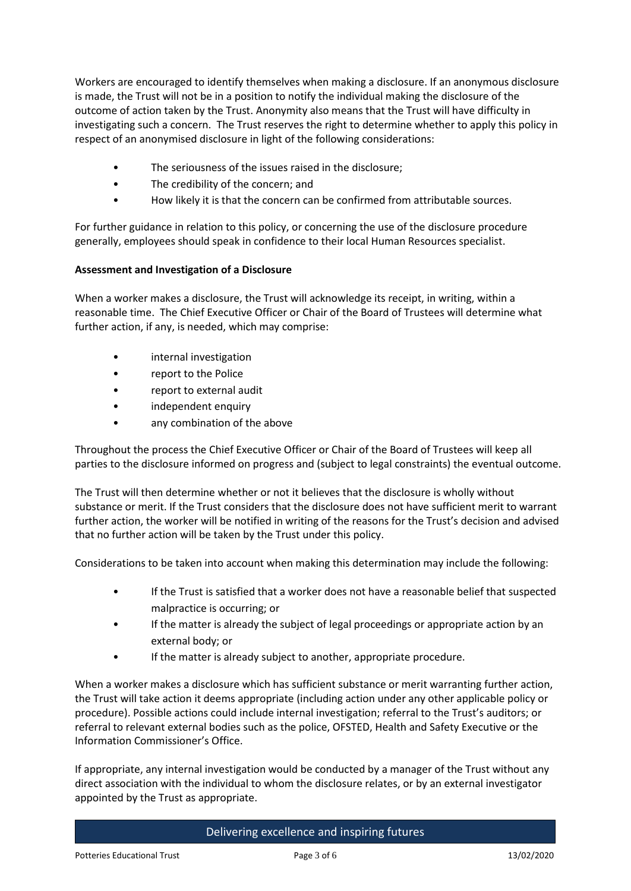Workers are encouraged to identify themselves when making a disclosure. If an anonymous disclosure is made, the Trust will not be in a position to notify the individual making the disclosure of the outcome of action taken by the Trust. Anonymity also means that the Trust will have difficulty in investigating such a concern. The Trust reserves the right to determine whether to apply this policy in respect of an anonymised disclosure in light of the following considerations:

- The seriousness of the issues raised in the disclosure;
- The credibility of the concern; and
- How likely it is that the concern can be confirmed from attributable sources.

For further guidance in relation to this policy, or concerning the use of the disclosure procedure generally, employees should speak in confidence to their local Human Resources specialist.

**Assessment and Investigation of a Disclosure**

When a worker makes a disclosure, the Trust will acknowledge its receipt, in writing, within a reasonable time. The Chief Executive Officer or Chair of the Board of Trustees will determine what further action, if any, is needed, which may comprise:

- internal investigation
- report to the Police
- report to external audit
- independent enquiry
- any combination of the above

Throughout the process the Chief Executive Officer or Chair of the Board of Trustees will keep all parties to the disclosure informed on progress and (subject to legal constraints) the eventual outcome.

The Trust will then determine whether or not it believes that the disclosure is wholly without substance or merit. If the Trust considers that the disclosure does not have sufficient merit to warrant further action, the worker will be notified in writing of the reasons for the Trust's decision and advised that no further action will be taken by the Trust under this policy.

Considerations to be taken into account when making this determination may include the following:

- If the Trust is satisfied that a worker does not have a reasonable belief that suspected malpractice is occurring; or
- If the matter is already the subject of legal proceedings or appropriate action by an external body; or
- If the matter is already subject to another, appropriate procedure.

When a worker makes a disclosure which has sufficient substance or merit warranting further action, the Trust will take action it deems appropriate (including action under any other applicable policy or procedure). Possible actions could include internal investigation; referral to the Trust's auditors; or referral to relevant external bodies such as the police, OFSTED, Health and Safety Executive or the Information Commissioner's Office.

If appropriate, any internal investigation would be conducted by a manager of the Trust without any direct association with the individual to whom the disclosure relates, or by an external investigator appointed by the Trust as appropriate.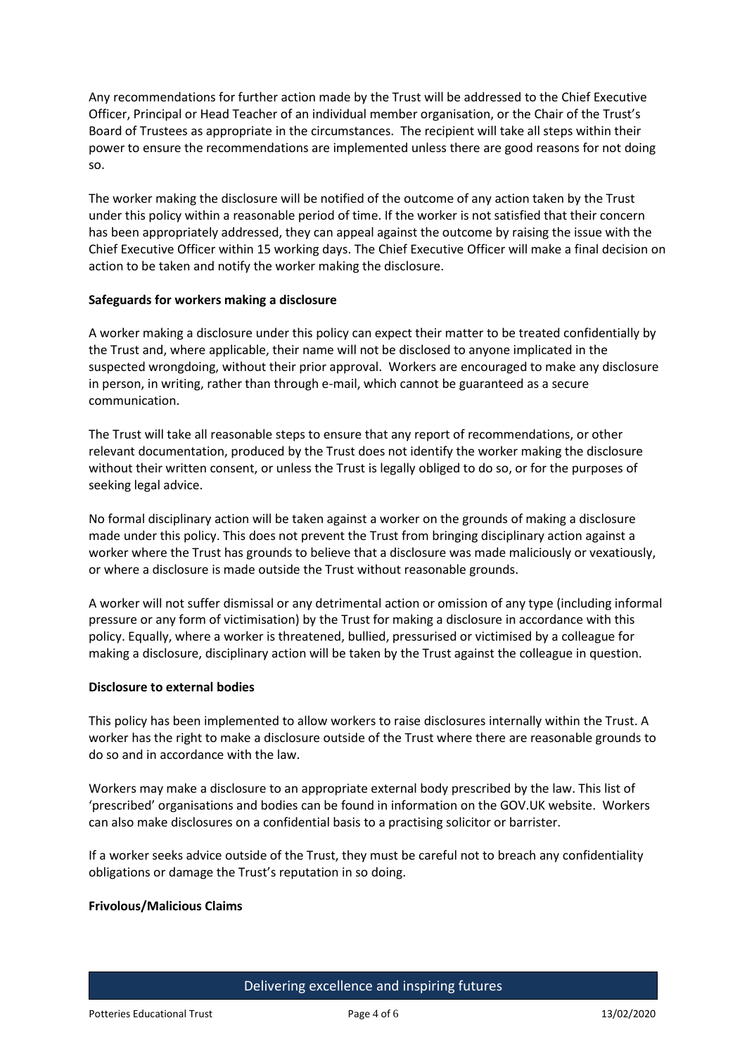Any recommendations for further action made by the Trust will be addressed to the Chief Executive Officer, Principal or Head Teacher of an individual member organisation, or the Chair of the Trust's Board of Trustees as appropriate in the circumstances. The recipient will take all steps within their power to ensure the recommendations are implemented unless there are good reasons for not doing so.

The worker making the disclosure will be notified of the outcome of any action taken by the Trust under this policy within a reasonable period of time. If the worker is not satisfied that their concern has been appropriately addressed, they can appeal against the outcome by raising the issue with the Chief Executive Officer within 15 working days. The Chief Executive Officer will make a final decision on action to be taken and notify the worker making the disclosure.

**Safeguards for workers making a disclosure**

A worker making a disclosure under this policy can expect their matter to be treated confidentially by the Trust and, where applicable, their name will not be disclosed to anyone implicated in the suspected wrongdoing, without their prior approval. Workers are encouraged to make any disclosure in person, in writing, rather than through e-mail, which cannot be guaranteed as a secure communication.

The Trust will take all reasonable steps to ensure that any report of recommendations, or other relevant documentation, produced by the Trust does not identify the worker making the disclosure without their written consent, or unless the Trust is legally obliged to do so, or for the purposes of seeking legal advice.

No formal disciplinary action will be taken against a worker on the grounds of making a disclosure made under this policy. This does not prevent the Trust from bringing disciplinary action against a worker where the Trust has grounds to believe that a disclosure was made maliciously or vexatiously, or where a disclosure is made outside the Trust without reasonable grounds.

A worker will not suffer dismissal or any detrimental action or omission of any type (including informal pressure or any form of victimisation) by the Trust for making a disclosure in accordance with this policy. Equally, where a worker is threatened, bullied, pressurised or victimised by a colleague for making a disclosure, disciplinary action will be taken by the Trust against the colleague in question.

**Disclosure to external bodies**

This policy has been implemented to allow workers to raise disclosures internally within the Trust. A worker has the right to make a disclosure outside of the Trust where there are reasonable grounds to do so and in accordance with the law.

Workers may make a disclosure to an appropriate external body prescribed by the law. This list of 'prescribed' organisations and bodies can be found in information on the GOV.UK website. Workers can also make disclosures on a confidential basis to a practising solicitor or barrister.

If a worker seeks advice outside of the Trust, they must be careful not to breach any confidentiality obligations or damage the Trust's reputation in so doing.

**Frivolous/Malicious Claims**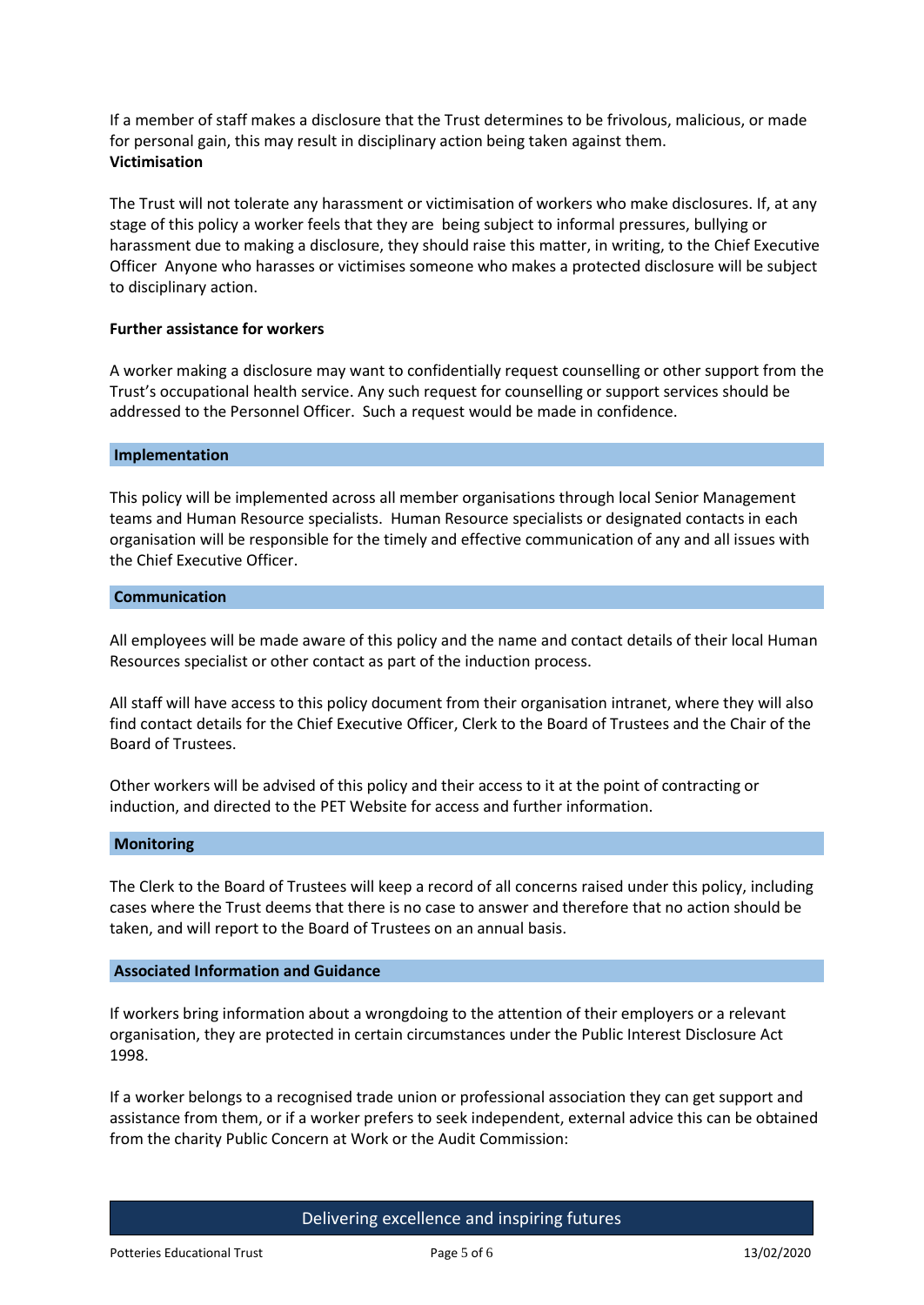If a member of staff makes a disclosure that the Trust determines to be frivolous, malicious, or made for personal gain, this may result in disciplinary action being taken against them.

**Victimisation**

The Trust will not tolerate any harassment or victimisation of workers who make disclosures. If, at any stage of this policy a worker feels that they are being subject to informal pressures, bullying or harassment due to making a disclosure, they should raise this matter, in writing, to the Chief Executive Officer Anyone who harasses or victimises someone who makes a protected disclosure will be subject to disciplinary action.

**Further assistance for workers**

A worker making a disclosure may want to confidentially request counselling or other support from the Trust's occupational health service. Any such request for counselling or support services should be addressed to the Personnel Officer. Such a request would be made in confidence.

## Implementation

This policy will be implemented across all member organisations through local Senior Management teams and Human Resource specialists. Human Resource specialists or designated contacts in each organisation will be responsible for the timely and effective communication of any and all issues with the Chief Executive Officer.

## Communication

All employees will be made aware of this policy and the name and contact details of their local Human Resources specialist or other contact as part of the induction process.

All staff will have access to this policy document from their organisation intranet, where they will also find contact details for the Chief Executive Officer, Clerk to the Board of Trustees and the Chair of the Board of Trustees.

Other workers will be advised of this policy and their access to it at the point of contracting or induction, and directed to the PET Website for access and further information.

## Monitoring

The Clerk to the Board of Trustees will keep a record of all concerns raised under this policy, including cases where the Trust deems that there is no case to answer and therefore that no action should be taken, and will report to the Board of Trustees on an annual basis.

## Associated Information and Guidance

If workers bring information about a wrongdoing to the attention of their employers or a relevant organisation, they are protected in certain circumstances under the Public Interest Disclosure Act 1998.

If a worker belongs to a recognised trade union or professional association they can get support and assistance from them, or if a worker prefers to seek independent, external advice this can be obtained from the charity Public Concern at Work or the Audit Commission: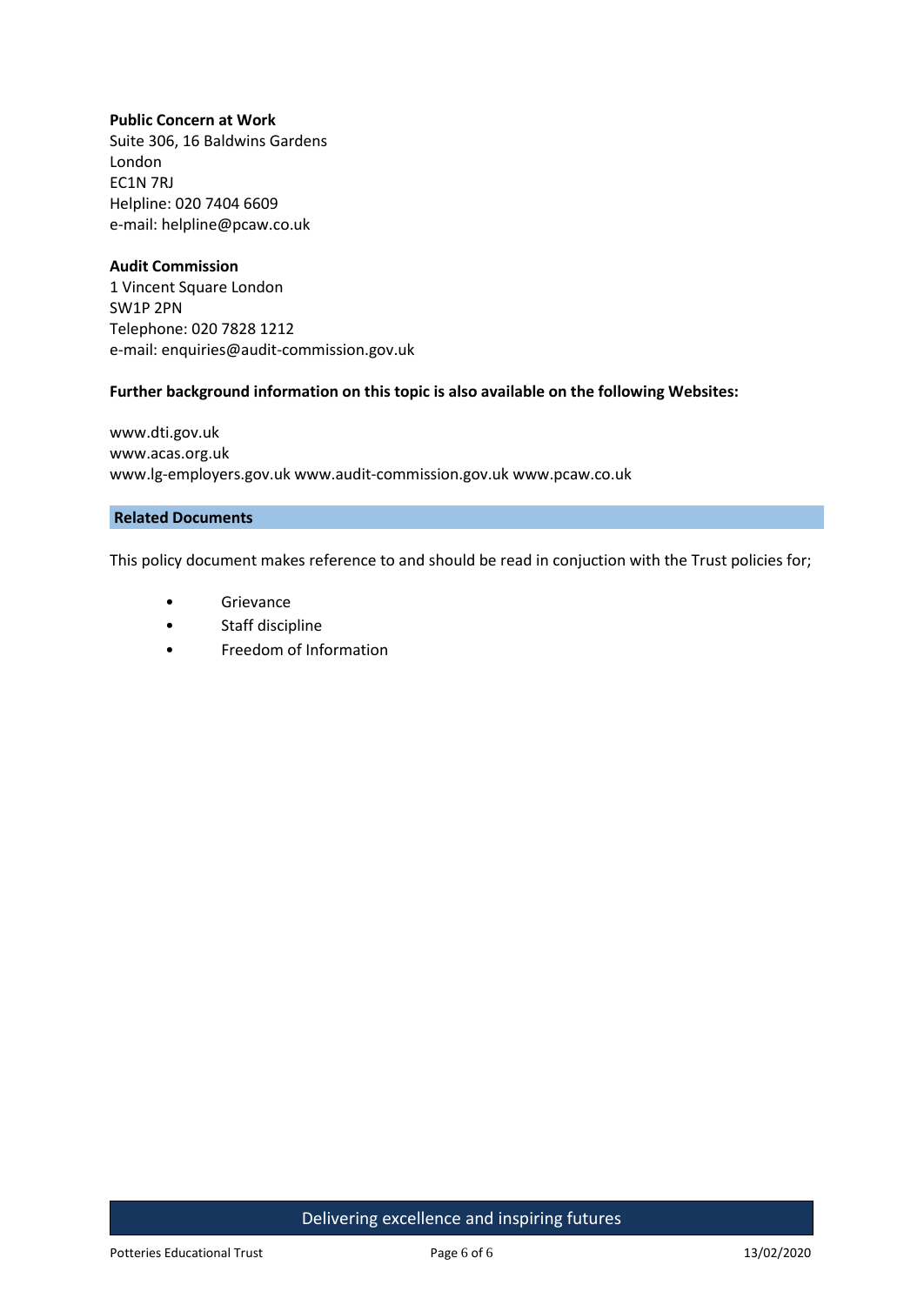**Public Concern at Work**
Suite 306, 16 Baldwins Gardens
London
EC1N 7RJ
Helpline: 020 7404 6609
e-mail: helpline@pcaw.co.uk

**Audit Commission**
1 Vincent Square London
SW1P 2PN
Telephone: 020 7828 1212
e-mail: enquiries@audit-commission.gov.uk

**Further background information on this topic is also available on the following Websites:**

www.dti.gov.uk
www.acas.org.uk
www.lg-employers.gov.uk www.audit-commission.gov.uk www.pcaw.co.uk

## Related Documents

This policy document makes reference to and should be read in conjuction with the Trust policies for;

- Grievance
- Staff discipline
- Freedom of Information